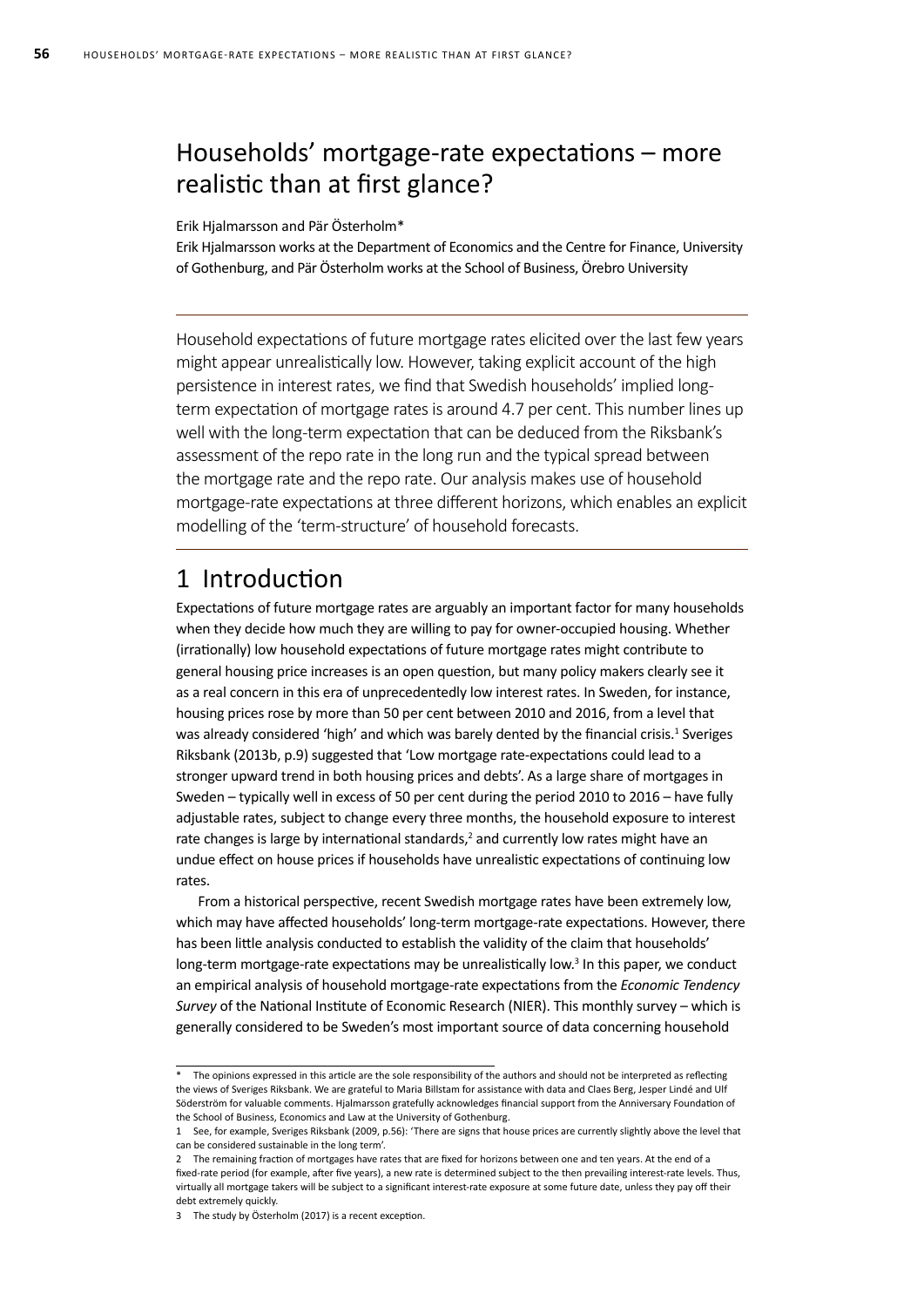# Households' mortgage-rate expectations – more realistic than at first glance?

Erik Hjalmarsson and Pär Österholm*

Erik Hjalmarsson works at the Department of Economics and the Centre for Finance, University of Gothenburg, and Pär Österholm works at the School of Business, Örebro University

---

Household expectations of future mortgage rates elicited over the last few years might appear unrealistically low. However, taking explicit account of the high persistence in interest rates, we find that Swedish households' implied long-term expectation of mortgage rates is around 4.7 per cent. This number lines up well with the long-term expectation that can be deduced from the Riksbank's assessment of the repo rate in the long run and the typical spread between the mortgage rate and the repo rate. Our analysis makes use of household mortgage-rate expectations at three different horizons, which enables an explicit modelling of the 'term-structure' of household forecasts.

---

## 1 Introduction

Expectations of future mortgage rates are arguably an important factor for many households when they decide how much they are willing to pay for owner-occupied housing. Whether (irrationally) low household expectations of future mortgage rates might contribute to general housing price increases is an open question, but many policy makers clearly see it as a real concern in this era of unprecedentedly low interest rates. In Sweden, for instance, housing prices rose by more than 50 per cent between 2010 and 2016, from a level that was already considered 'high' and which was barely dented by the financial crisis.[1] Sveriges Riksbank (2013b, p.9) suggested that 'Low mortgage rate-expectations could lead to a stronger upward trend in both housing prices and debts'. As a large share of mortgages in Sweden – typically well in excess of 50 per cent during the period 2010 to 2016 – have fully adjustable rates, subject to change every three months, the household exposure to interest rate changes is large by international standards,[2] and currently low rates might have an undue effect on house prices if households have unrealistic expectations of continuing low rates.

From a historical perspective, recent Swedish mortgage rates have been extremely low, which may have affected households' long-term mortgage-rate expectations. However, there has been little analysis conducted to establish the validity of the claim that households' long-term mortgage-rate expectations may be unrealistically low.[3] In this paper, we conduct an empirical analysis of household mortgage-rate expectations from the *Economic Tendency Survey* of the National Institute of Economic Research (NIER). This monthly survey – which is generally considered to be Sweden's most important source of data concerning household

---

\* The opinions expressed in this article are the sole responsibility of the authors and should not be interpreted as reflecting the views of Sveriges Riksbank. We are grateful to Maria Billstam for assistance with data and Claes Berg, Jesper Lindé and Ulf Söderström for valuable comments. Hjalmarsson gratefully acknowledges financial support from the Anniversary Foundation of the School of Business, Economics and Law at the University of Gothenburg.

1 See, for example, Sveriges Riksbank (2009, p.56): 'There are signs that house prices are currently slightly above the level that can be considered sustainable in the long term'.

2 The remaining fraction of mortgages have rates that are fixed for horizons between one and ten years. At the end of a fixed-rate period (for example, after five years), a new rate is determined subject to the then prevailing interest-rate levels. Thus, virtually all mortgage takers will be subject to a significant interest-rate exposure at some future date, unless they pay off their debt extremely quickly.

3 The study by Österholm (2017) is a recent exception.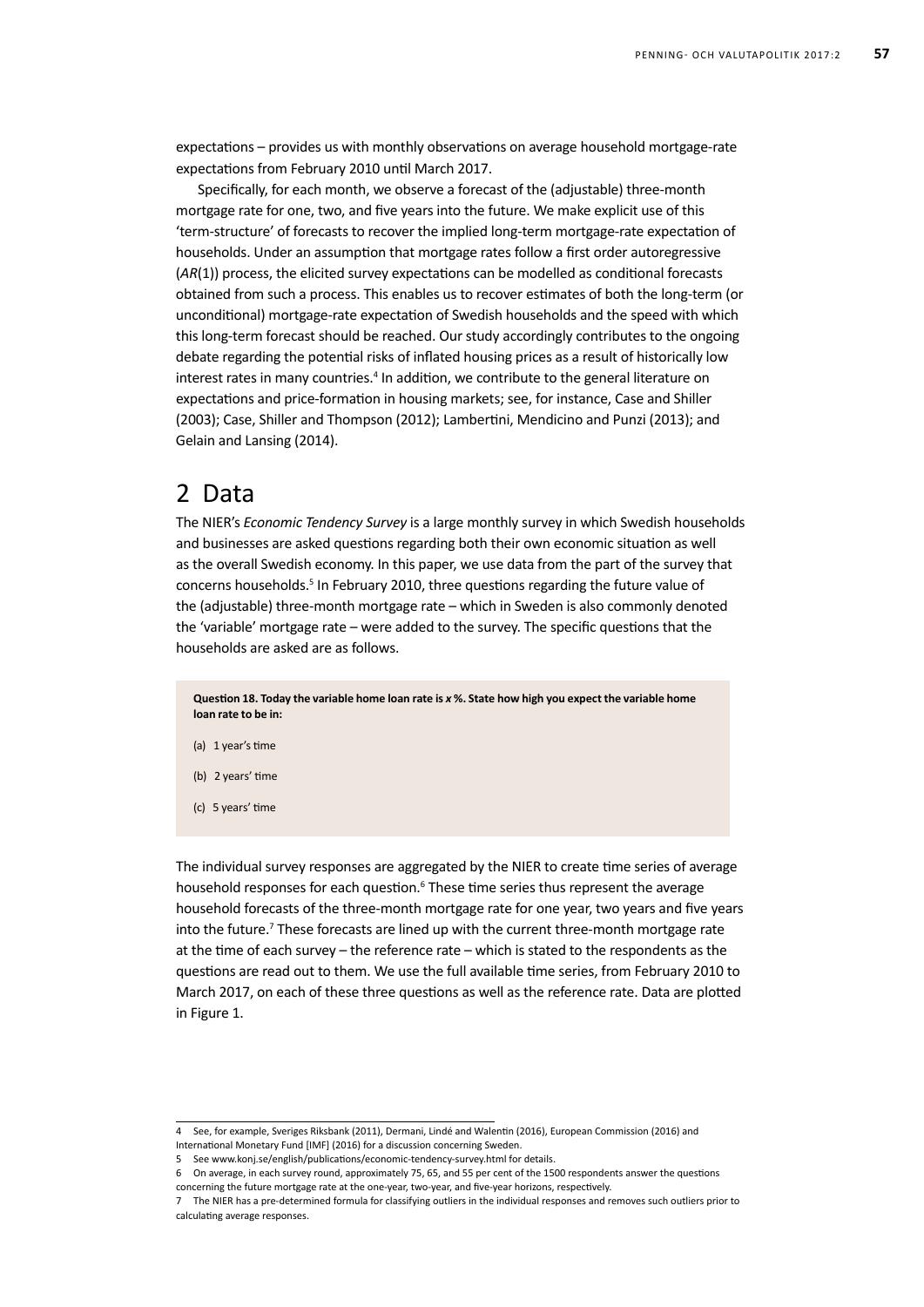expectations – provides us with monthly observations on average household mortgage-rate expectations from February 2010 until March 2017.

Specifically, for each month, we observe a forecast of the (adjustable) three-month mortgage rate for one, two, and five years into the future. We make explicit use of this 'term-structure' of forecasts to recover the implied long-term mortgage-rate expectation of households. Under an assumption that mortgage rates follow a first order autoregressive (*AR*(1)) process, the elicited survey expectations can be modelled as conditional forecasts obtained from such a process. This enables us to recover estimates of both the long-term (or unconditional) mortgage-rate expectation of Swedish households and the speed with which this long-term forecast should be reached. Our study accordingly contributes to the ongoing debate regarding the potential risks of inflated housing prices as a result of historically low interest rates in many countries.[4] In addition, we contribute to the general literature on expectations and price-formation in housing markets; see, for instance, Case and Shiller (2003); Case, Shiller and Thompson (2012); Lambertini, Mendicino and Punzi (2013); and Gelain and Lansing (2014).

## 2 Data

The NIER's *Economic Tendency Survey* is a large monthly survey in which Swedish households and businesses are asked questions regarding both their own economic situation as well as the overall Swedish economy. In this paper, we use data from the part of the survey that concerns households.[5] In February 2010, three questions regarding the future value of the (adjustable) three-month mortgage rate – which in Sweden is also commonly denoted the 'variable' mortgage rate – were added to the survey. The specific questions that the households are asked are as follows.

> **Question 18. Today the variable home loan rate is *x* %. State how high you expect the variable home loan rate to be in:**
>
> (a) 1 year's time
>
> (b) 2 years' time
>
> (c) 5 years' time

The individual survey responses are aggregated by the NIER to create time series of average household responses for each question.[6] These time series thus represent the average household forecasts of the three-month mortgage rate for one year, two years and five years into the future.[7] These forecasts are lined up with the current three-month mortgage rate at the time of each survey – the reference rate – which is stated to the respondents as the questions are read out to them. We use the full available time series, from February 2010 to March 2017, on each of these three questions as well as the reference rate. Data are plotted in Figure 1.

---

4 See, for example, Sveriges Riksbank (2011), Dermani, Lindé and Walentin (2016), European Commission (2016) and International Monetary Fund [IMF] (2016) for a discussion concerning Sweden.

5 See www.konj.se/english/publications/economic-tendency-survey.html for details.

6 On average, in each survey round, approximately 75, 65, and 55 per cent of the 1500 respondents answer the questions concerning the future mortgage rate at the one-year, two-year, and five-year horizons, respectively.

7 The NIER has a pre-determined formula for classifying outliers in the individual responses and removes such outliers prior to calculating average responses.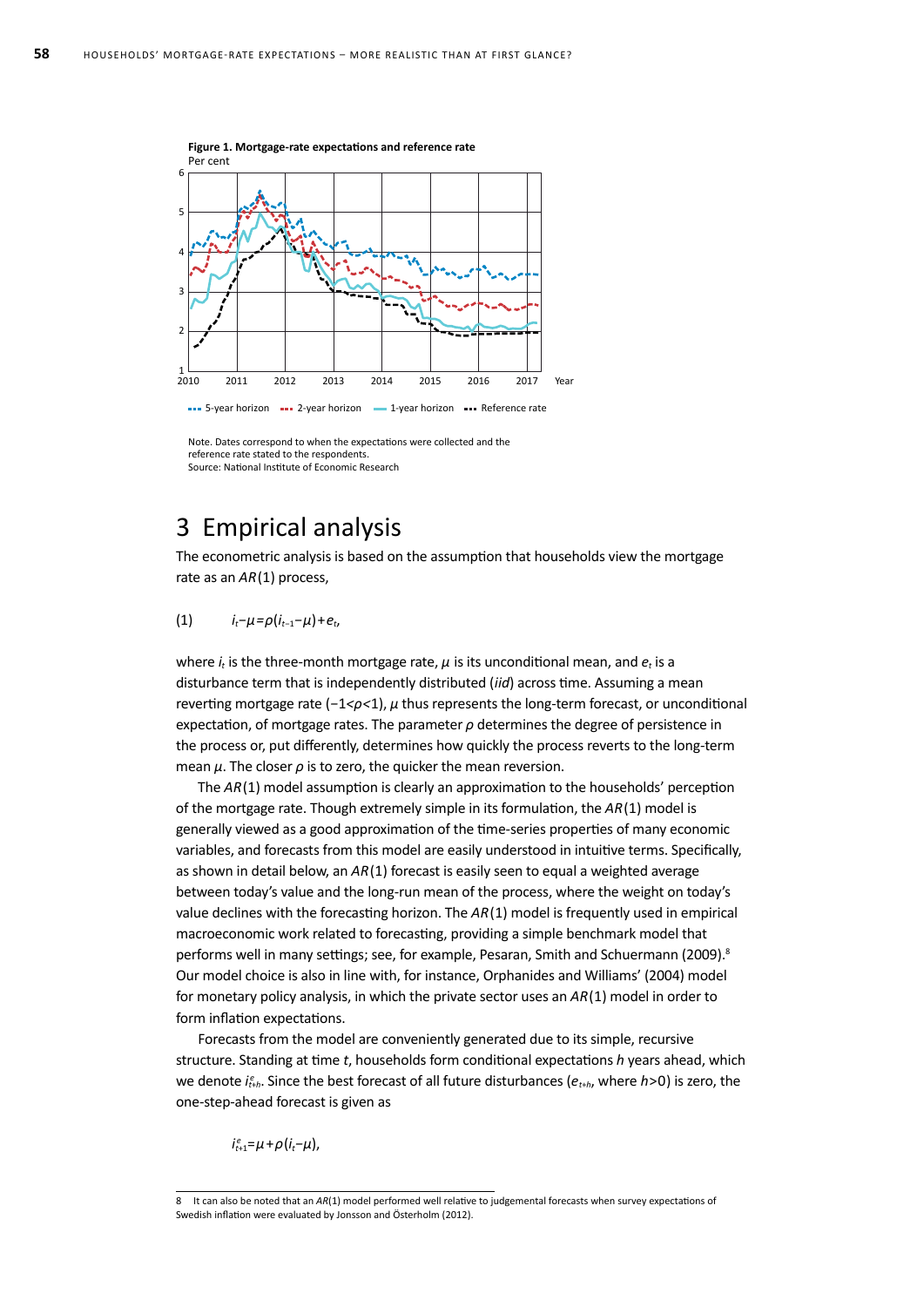**Figure 1. Mortgage-rate expectations and reference rate**
Per cent

Note. Dates correspond to when the expectations were collected and the reference rate stated to the respondents.
Source: National Institute of Economic Research

# 3 Empirical analysis

The econometric analysis is based on the assumption that households view the mortgage rate as an $AR(1)$ process,

$$(1) \qquad i_t - \mu = \rho(i_{t-1} - \mu) + e_t,$$

where $i_t$ is the three-month mortgage rate, $\mu$ is its unconditional mean, and $e_t$ is a disturbance term that is independently distributed (*iid*) across time. Assuming a mean reverting mortgage rate ($-1<\rho<1$), $\mu$ thus represents the long-term forecast, or unconditional expectation, of mortgage rates. The parameter $\rho$ determines the degree of persistence in the process or, put differently, determines how quickly the process reverts to the long-term mean $\mu$. The closer $\rho$ is to zero, the quicker the mean reversion.

The $AR(1)$ model assumption is clearly an approximation to the households' perception of the mortgage rate. Though extremely simple in its formulation, the $AR(1)$ model is generally viewed as a good approximation of the time-series properties of many economic variables, and forecasts from this model are easily understood in intuitive terms. Specifically, as shown in detail below, an $AR(1)$ forecast is easily seen to equal a weighted average between today's value and the long-run mean of the process, where the weight on today's value declines with the forecasting horizon. The $AR(1)$ model is frequently used in empirical macroeconomic work related to forecasting, providing a simple benchmark model that performs well in many settings; see, for example, Pesaran, Smith and Schuermann (2009).[8] Our model choice is also in line with, for instance, Orphanides and Williams' (2004) model for monetary policy analysis, in which the private sector uses an $AR(1)$ model in order to form inflation expectations.

Forecasts from the model are conveniently generated due to its simple, recursive structure. Standing at time $t$, households form conditional expectations $h$ years ahead, which we denote $i^e_{t+h}$. Since the best forecast of all future disturbances ($e_{t+h}$, where $h>0$) is zero, the one-step-ahead forecast is given as

$$i^e_{t+1} = \mu + \rho(i_t - \mu),$$

8 It can also be noted that an $AR(1)$ model performed well relative to judgemental forecasts when survey expectations of Swedish inflation were evaluated by Jonsson and Österholm (2012).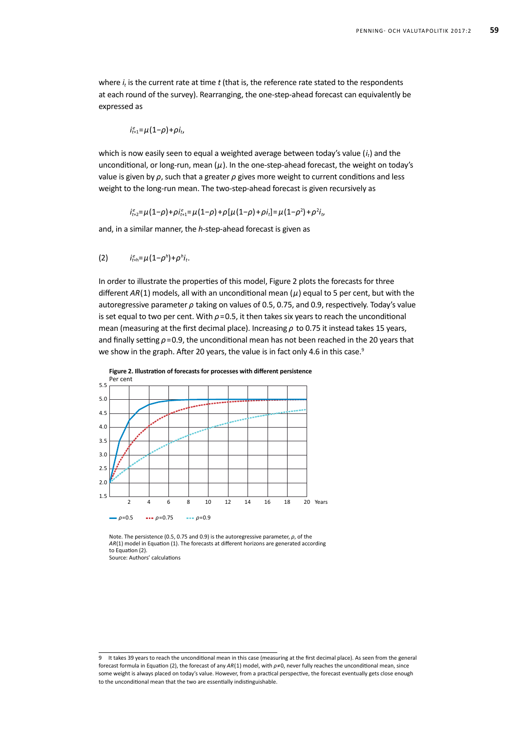where $i_t$ is the current rate at time $t$ (that is, the reference rate stated to the respondents at each round of the survey). Rearranging, the one-step-ahead forecast can equivalently be expressed as

$$i^e_{t+1} = \mu(1-\rho) + \rho i_t,$$

which is now easily seen to equal a weighted average between today's value ($i_t$) and the unconditional, or long-run, mean ($\mu$). In the one-step-ahead forecast, the weight on today's value is given by $\rho$, such that a greater $\rho$ gives more weight to current conditions and less weight to the long-run mean. The two-step-ahead forecast is given recursively as

$$i^e_{t+2} = \mu(1-\rho) + \rho i^e_{t+1} = \mu(1-\rho) + \rho[\mu(1-\rho) + \rho i_t] = \mu(1-\rho^2) + \rho^2 i_t,$$

and, in a similar manner, the $h$-step-ahead forecast is given as

$$\text{(2)} \qquad i^e_{t+h} = \mu(1-\rho^h) + \rho^h i_t.$$

In order to illustrate the properties of this model, Figure 2 plots the forecasts for three different $AR(1)$ models, all with an unconditional mean ($\mu$) equal to 5 per cent, but with the autoregressive parameter $\rho$ taking on values of 0.5, 0.75, and 0.9, respectively. Today's value is set equal to two per cent. With $\rho = 0.5$, it then takes six years to reach the unconditional mean (measuring at the first decimal place). Increasing $\rho$ to 0.75 it instead takes 15 years, and finally setting $\rho = 0.9$, the unconditional mean has not been reached in the 20 years that we show in the graph. After 20 years, the value is in fact only 4.6 in this case.[9]

**Figure 2. Illustration of forecasts for processes with different persistence**

Note. The persistence (0.5, 0.75 and 0.9) is the autoregressive parameter, $\rho$, of the $AR(1)$ model in Equation (1). The forecasts at different horizons are generated according to Equation (2).
Source: Authors' calculations

---

9 It takes 39 years to reach the unconditional mean in this case (measuring at the first decimal place). As seen from the general forecast formula in Equation (2), the forecast of any $AR(1)$ model, with $\rho \neq 0$, never fully reaches the unconditional mean, since some weight is always placed on today's value. However, from a practical perspective, the forecast eventually gets close enough to the unconditional mean that the two are essentially indistinguishable.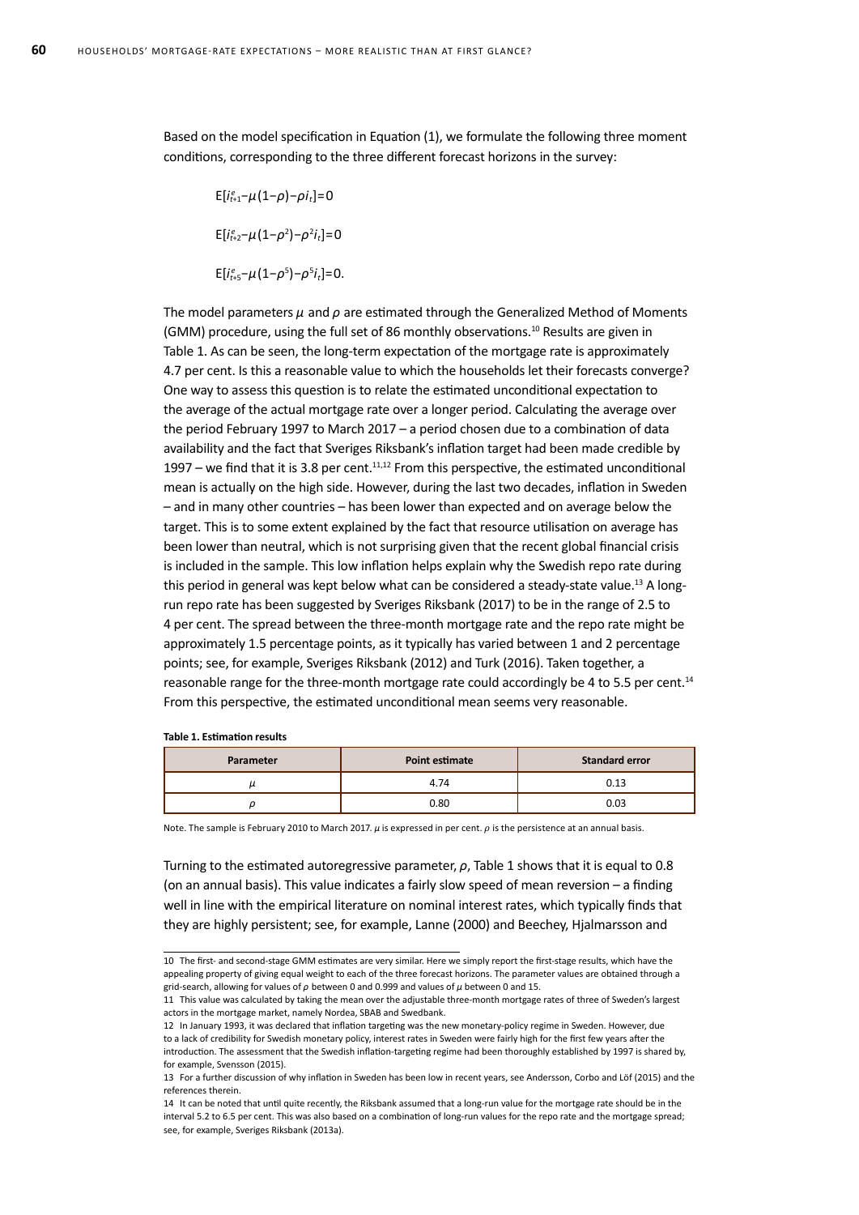Based on the model specification in Equation (1), we formulate the following three moment conditions, corresponding to the three different forecast horizons in the survey:

$$E[i^e_{t+1} - \mu(1-\rho) - \rho i_t] = 0$$

$$E[i^e_{t+2} - \mu(1-\rho^2) - \rho^2 i_t] = 0$$

$$E[i^e_{t+5} - \mu(1-\rho^5) - \rho^5 i_t] = 0.$$

The model parameters $\mu$ and $\rho$ are estimated through the Generalized Method of Moments (GMM) procedure, using the full set of 86 monthly observations.[10] Results are given in Table 1. As can be seen, the long-term expectation of the mortgage rate is approximately 4.7 per cent. Is this a reasonable value to which the households let their forecasts converge? One way to assess this question is to relate the estimated unconditional expectation to the average of the actual mortgage rate over a longer period. Calculating the average over the period February 1997 to March 2017 – a period chosen due to a combination of data availability and the fact that Sveriges Riksbank's inflation target had been made credible by 1997 – we find that it is 3.8 per cent.[11,12] From this perspective, the estimated unconditional mean is actually on the high side. However, during the last two decades, inflation in Sweden – and in many other countries – has been lower than expected and on average below the target. This is to some extent explained by the fact that resource utilisation on average has been lower than neutral, which is not surprising given that the recent global financial crisis is included in the sample. This low inflation helps explain why the Swedish repo rate during this period in general was kept below what can be considered a steady-state value.[13] A long-run repo rate has been suggested by Sveriges Riksbank (2017) to be in the range of 2.5 to 4 per cent. The spread between the three-month mortgage rate and the repo rate might be approximately 1.5 percentage points, as it typically has varied between 1 and 2 percentage points; see, for example, Sveriges Riksbank (2012) and Turk (2016). Taken together, a reasonable range for the three-month mortgage rate could accordingly be 4 to 5.5 per cent.[14] From this perspective, the estimated unconditional mean seems very reasonable.

**Table 1. Estimation results**

| Parameter | Point estimate | Standard error |
|---|---|---|
| $\mu$ | 4.74 | 0.13 |
| $\rho$ | 0.80 | 0.03 |

Note. The sample is February 2010 to March 2017. $\mu$ is expressed in per cent. $\rho$ is the persistence at an annual basis.

Turning to the estimated autoregressive parameter, $\rho$, Table 1 shows that it is equal to 0.8 (on an annual basis). This value indicates a fairly slow speed of mean reversion – a finding well in line with the empirical literature on nominal interest rates, which typically finds that they are highly persistent; see, for example, Lanne (2000) and Beechey, Hjalmarsson and

---

10 The first- and second-stage GMM estimates are very similar. Here we simply report the first-stage results, which have the appealing property of giving equal weight to each of the three forecast horizons. The parameter values are obtained through a grid-search, allowing for values of $\rho$ between 0 and 0.999 and values of $\mu$ between 0 and 15.

11 This value was calculated by taking the mean over the adjustable three-month mortgage rates of three of Sweden's largest actors in the mortgage market, namely Nordea, SBAB and Swedbank.

12 In January 1993, it was declared that inflation targeting was the new monetary-policy regime in Sweden. However, due to a lack of credibility for Swedish monetary policy, interest rates in Sweden were fairly high for the first few years after the introduction. The assessment that the Swedish inflation-targeting regime had been thoroughly established by 1997 is shared by, for example, Svensson (2015).

13 For a further discussion of why inflation in Sweden has been low in recent years, see Andersson, Corbo and Löf (2015) and the references therein.

14 It can be noted that until quite recently, the Riksbank assumed that a long-run value for the mortgage rate should be in the interval 5.2 to 6.5 per cent. This was also based on a combination of long-run values for the repo rate and the mortgage spread; see, for example, Sveriges Riksbank (2013a).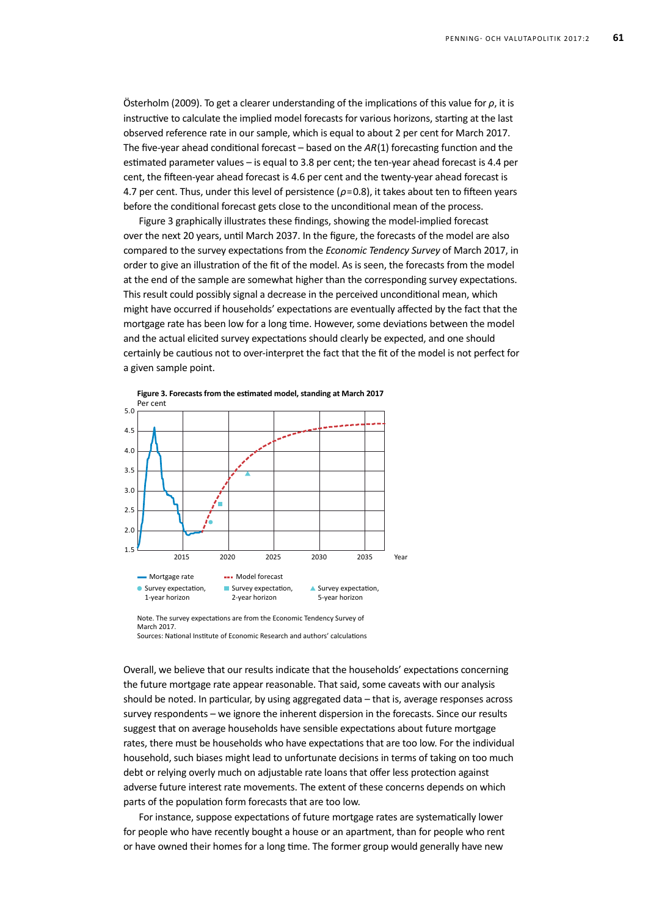Österholm (2009). To get a clearer understanding of the implications of this value for $\rho$, it is instructive to calculate the implied model forecasts for various horizons, starting at the last observed reference rate in our sample, which is equal to about 2 per cent for March 2017. The five-year ahead conditional forecast – based on the $AR(1)$ forecasting function and the estimated parameter values – is equal to 3.8 per cent; the ten-year ahead forecast is 4.4 per cent, the fifteen-year ahead forecast is 4.6 per cent and the twenty-year ahead forecast is 4.7 per cent. Thus, under this level of persistence ($\rho=0.8$), it takes about ten to fifteen years before the conditional forecast gets close to the unconditional mean of the process.

Figure 3 graphically illustrates these findings, showing the model-implied forecast over the next 20 years, until March 2037. In the figure, the forecasts of the model are also compared to the survey expectations from the *Economic Tendency Survey* of March 2017, in order to give an illustration of the fit of the model. As is seen, the forecasts from the model at the end of the sample are somewhat higher than the corresponding survey expectations. This result could possibly signal a decrease in the perceived unconditional mean, which might have occurred if households' expectations are eventually affected by the fact that the mortgage rate has been low for a long time. However, some deviations between the model and the actual elicited survey expectations should clearly be expected, and one should certainly be cautious not to over-interpret the fact that the fit of the model is not perfect for a given sample point.

**Figure 3. Forecasts from the estimated model, standing at March 2017**

Per cent

Mortgage rate; Model forecast; Survey expectation, 1-year horizon; Survey expectation, 2-year horizon; Survey expectation, 5-year horizon

Note. The survey expectations are from the Economic Tendency Survey of March 2017.
Sources: National Institute of Economic Research and authors' calculations

Overall, we believe that our results indicate that the households' expectations concerning the future mortgage rate appear reasonable. That said, some caveats with our analysis should be noted. In particular, by using aggregated data – that is, average responses across survey respondents – we ignore the inherent dispersion in the forecasts. Since our results suggest that on average households have sensible expectations about future mortgage rates, there must be households who have expectations that are too low. For the individual household, such biases might lead to unfortunate decisions in terms of taking on too much debt or relying overly much on adjustable rate loans that offer less protection against adverse future interest rate movements. The extent of these concerns depends on which parts of the population form forecasts that are too low.

For instance, suppose expectations of future mortgage rates are systematically lower for people who have recently bought a house or an apartment, than for people who rent or have owned their homes for a long time. The former group would generally have new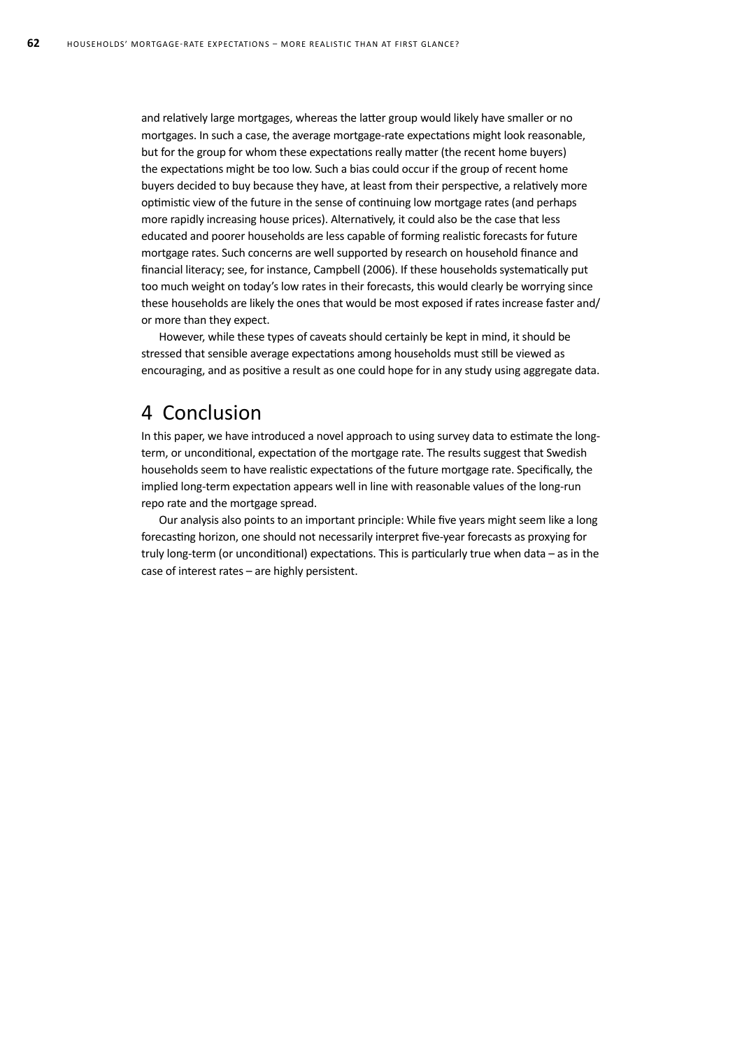and relatively large mortgages, whereas the latter group would likely have smaller or no mortgages. In such a case, the average mortgage-rate expectations might look reasonable, but for the group for whom these expectations really matter (the recent home buyers) the expectations might be too low. Such a bias could occur if the group of recent home buyers decided to buy because they have, at least from their perspective, a relatively more optimistic view of the future in the sense of continuing low mortgage rates (and perhaps more rapidly increasing house prices). Alternatively, it could also be the case that less educated and poorer households are less capable of forming realistic forecasts for future mortgage rates. Such concerns are well supported by research on household finance and financial literacy; see, for instance, Campbell (2006). If these households systematically put too much weight on today's low rates in their forecasts, this would clearly be worrying since these households are likely the ones that would be most exposed if rates increase faster and/or more than they expect.

However, while these types of caveats should certainly be kept in mind, it should be stressed that sensible average expectations among households must still be viewed as encouraging, and as positive a result as one could hope for in any study using aggregate data.

# 4 Conclusion

In this paper, we have introduced a novel approach to using survey data to estimate the long-term, or unconditional, expectation of the mortgage rate. The results suggest that Swedish households seem to have realistic expectations of the future mortgage rate. Specifically, the implied long-term expectation appears well in line with reasonable values of the long-run repo rate and the mortgage spread.

Our analysis also points to an important principle: While five years might seem like a long forecasting horizon, one should not necessarily interpret five-year forecasts as proxying for truly long-term (or unconditional) expectations. This is particularly true when data – as in the case of interest rates – are highly persistent.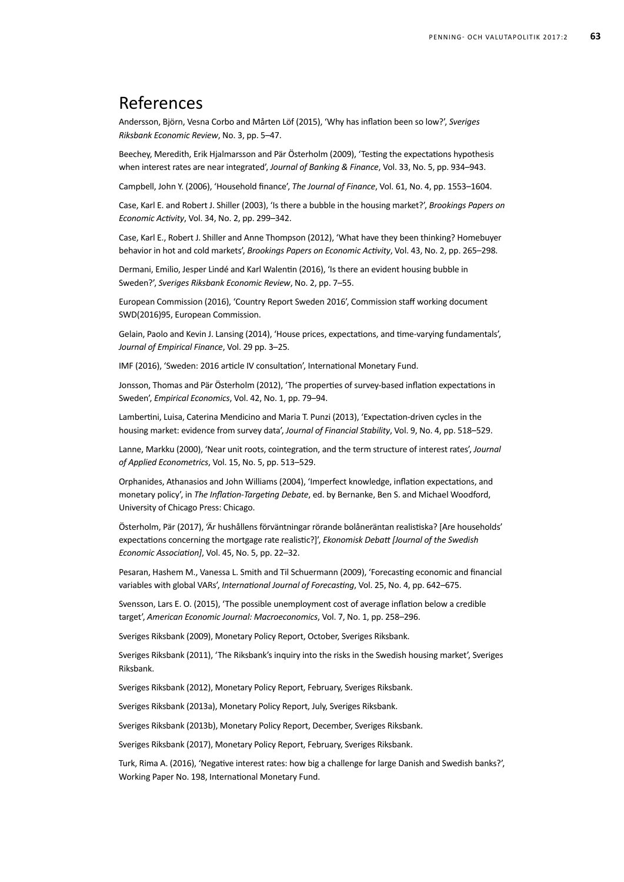# References

Andersson, Björn, Vesna Corbo and Mårten Löf (2015), 'Why has inflation been so low?', *Sveriges Riksbank Economic Review*, No. 3, pp. 5–47.

Beechey, Meredith, Erik Hjalmarsson and Pär Österholm (2009), 'Testing the expectations hypothesis when interest rates are near integrated', *Journal of Banking & Finance*, Vol. 33, No. 5, pp. 934–943.

Campbell, John Y. (2006), 'Household finance', *The Journal of Finance*, Vol. 61, No. 4, pp. 1553–1604.

Case, Karl E. and Robert J. Shiller (2003), 'Is there a bubble in the housing market?', *Brookings Papers on Economic Activity*, Vol. 34, No. 2, pp. 299–342.

Case, Karl E., Robert J. Shiller and Anne Thompson (2012), 'What have they been thinking? Homebuyer behavior in hot and cold markets', *Brookings Papers on Economic Activity*, Vol. 43, No. 2, pp. 265–298.

Dermani, Emilio, Jesper Lindé and Karl Walentin (2016), 'Is there an evident housing bubble in Sweden?', *Sveriges Riksbank Economic Review*, No. 2, pp. 7–55.

European Commission (2016), 'Country Report Sweden 2016', Commission staff working document SWD(2016)95, European Commission.

Gelain, Paolo and Kevin J. Lansing (2014), 'House prices, expectations, and time-varying fundamentals', *Journal of Empirical Finance*, Vol. 29 pp. 3–25.

IMF (2016), 'Sweden: 2016 article IV consultation', International Monetary Fund.

Jonsson, Thomas and Pär Österholm (2012), 'The properties of survey-based inflation expectations in Sweden', *Empirical Economics*, Vol. 42, No. 1, pp. 79–94.

Lambertini, Luisa, Caterina Mendicino and Maria T. Punzi (2013), 'Expectation-driven cycles in the housing market: evidence from survey data', *Journal of Financial Stability*, Vol. 9, No. 4, pp. 518–529.

Lanne, Markku (2000), 'Near unit roots, cointegration, and the term structure of interest rates', *Journal of Applied Econometrics*, Vol. 15, No. 5, pp. 513–529.

Orphanides, Athanasios and John Williams (2004), 'Imperfect knowledge, inflation expectations, and monetary policy', in *The Inflation-Targeting Debate*, ed. by Bernanke, Ben S. and Michael Woodford, University of Chicago Press: Chicago.

Österholm, Pär (2017), 'Är hushållens förväntningar rörande bolåneräntan realistiska? [Are households' expectations concerning the mortgage rate realistic?]', *Ekonomisk Debatt [Journal of the Swedish Economic Association]*, Vol. 45, No. 5, pp. 22–32.

Pesaran, Hashem M., Vanessa L. Smith and Til Schuermann (2009), 'Forecasting economic and financial variables with global VARs', *International Journal of Forecasting*, Vol. 25, No. 4, pp. 642–675.

Svensson, Lars E. O. (2015), 'The possible unemployment cost of average inflation below a credible target', *American Economic Journal: Macroeconomics*, Vol. 7, No. 1, pp. 258–296.

Sveriges Riksbank (2009), Monetary Policy Report, October, Sveriges Riksbank.

Sveriges Riksbank (2011), 'The Riksbank's inquiry into the risks in the Swedish housing market', Sveriges Riksbank.

Sveriges Riksbank (2012), Monetary Policy Report, February, Sveriges Riksbank.

Sveriges Riksbank (2013a), Monetary Policy Report, July, Sveriges Riksbank.

Sveriges Riksbank (2013b), Monetary Policy Report, December, Sveriges Riksbank.

Sveriges Riksbank (2017), Monetary Policy Report, February, Sveriges Riksbank.

Turk, Rima A. (2016), 'Negative interest rates: how big a challenge for large Danish and Swedish banks?', Working Paper No. 198, International Monetary Fund.